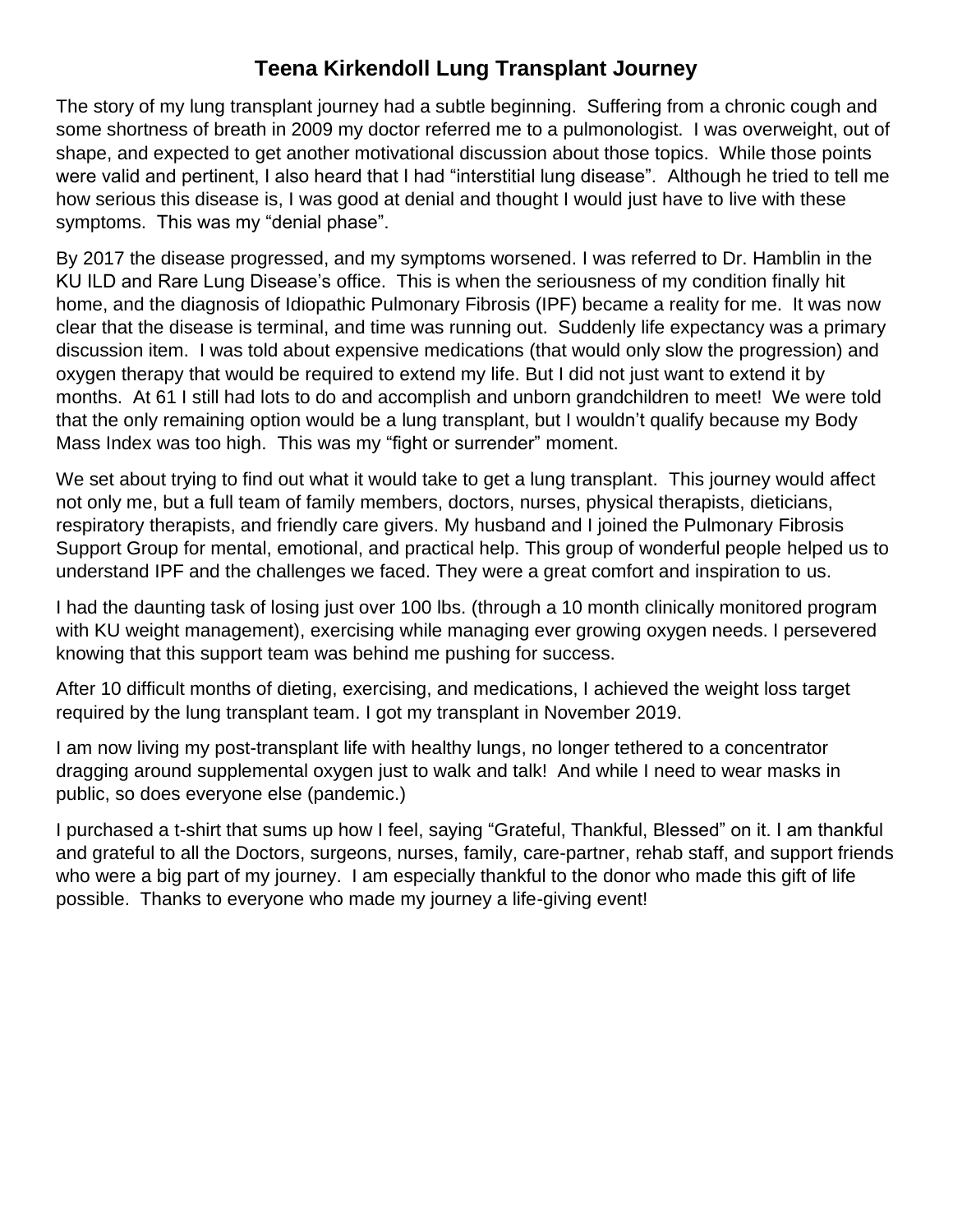# Teena Kirkendoll Lung Transplant Journey

The story of my lung transplant journey had a subtle beginning. Suffering from a chronic cough and some shortness of breath in 2009 my doctor referred me to a pulmonologist. I was overweight, out of shape, and expected to get another motivational discussion about those topics. While those points were valid and pertinent, I also heard that I had "interstitial lung disease". Although he tried to tell me how serious this disease is, I was good at denial and thought I would just have to live with these symptoms. This was my "denial phase".

By 2017 the disease progressed, and my symptoms worsened. I was referred to Dr. Hamblin in the KU ILD and Rare Lung Disease's office. This is when the seriousness of my condition finally hit home, and the diagnosis of Idiopathic Pulmonary Fibrosis (IPF) became a reality for me. It was now clear that the disease is terminal, and time was running out. Suddenly life expectancy was a primary discussion item. I was told about expensive medications (that would only slow the progression) and oxygen therapy that would be required to extend my life. But I did not just want to extend it by months. At 61 I still had lots to do and accomplish and unborn grandchildren to meet! We were told that the only remaining option would be a lung transplant, but I wouldn't qualify because my Body Mass Index was too high. This was my "fight or surrender" moment.

We set about trying to find out what it would take to get a lung transplant. This journey would affect not only me, but a full team of family members, doctors, nurses, physical therapists, dieticians, respiratory therapists, and friendly care givers. My husband and I joined the Pulmonary Fibrosis Support Group for mental, emotional, and practical help. This group of wonderful people helped us to understand IPF and the challenges we faced. They were a great comfort and inspiration to us.

I had the daunting task of losing just over 100 lbs. (through a 10 month clinically monitored program with KU weight management), exercising while managing ever growing oxygen needs. I persevered knowing that this support team was behind me pushing for success.

After 10 difficult months of dieting, exercising, and medications, I achieved the weight loss target required by the lung transplant team. I got my transplant in November 2019.

I am now living my post-transplant life with healthy lungs, no longer tethered to a concentrator dragging around supplemental oxygen just to walk and talk! And while I need to wear masks in public, so does everyone else (pandemic.)

I purchased a t-shirt that sums up how I feel, saying "Grateful, Thankful, Blessed" on it. I am thankful and grateful to all the Doctors, surgeons, nurses, family, care-partner, rehab staff, and support friends who were a big part of my journey. I am especially thankful to the donor who made this gift of life possible. Thanks to everyone who made my journey a life-giving event!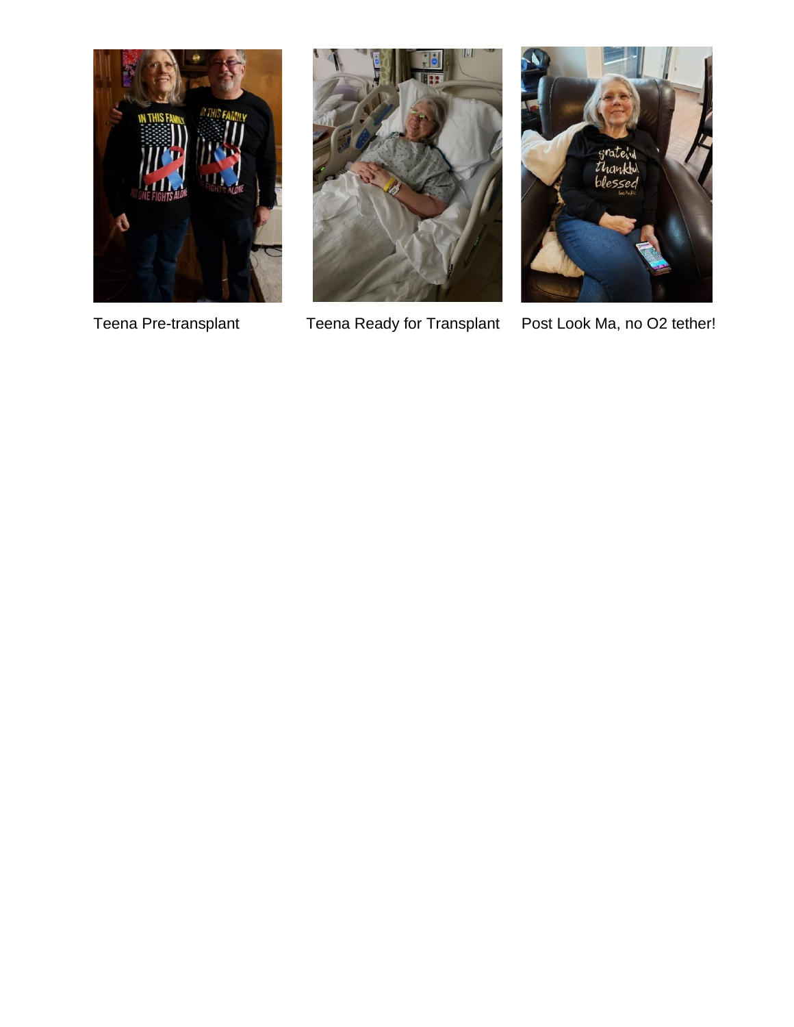Teena Pre-transplant

Teena Ready for Transplant

Post Look Ma, no O2 tether!